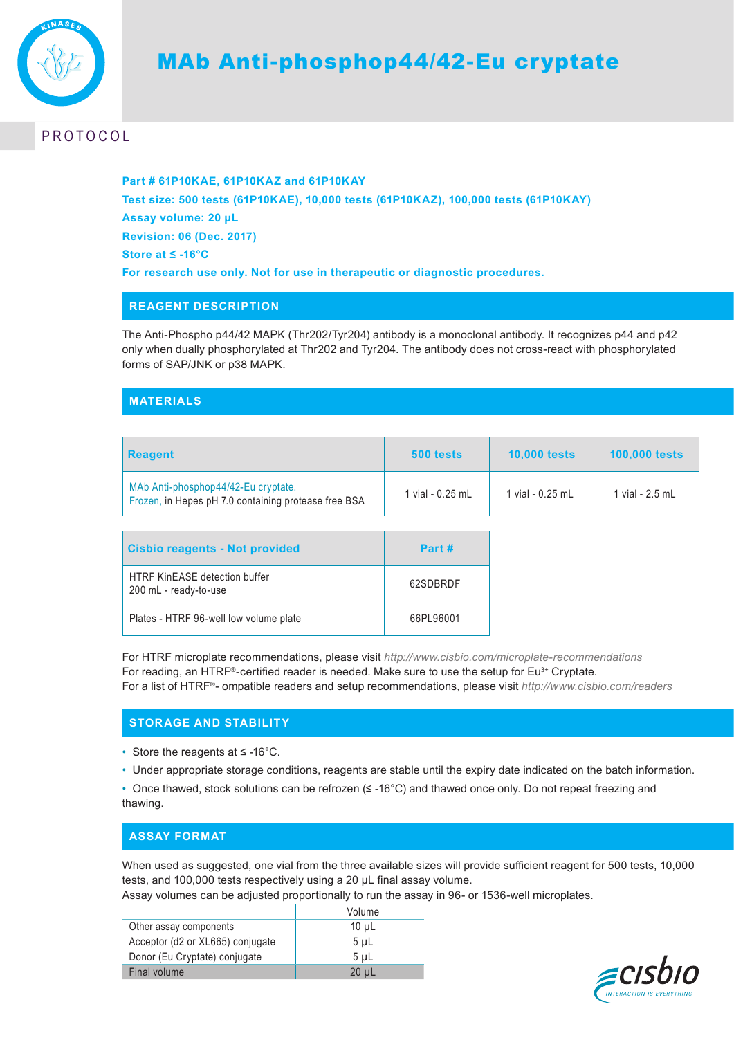# MAb Anti-phosphop44/42-Eu cryptate

## PROTOCOL

**Part # 61P10KAE, 61P10KAZ and 61P10KAY**
**Test size: 500 tests (61P10KAE), 10,000 tests (61P10KAZ), 100,000 tests (61P10KAY)**
**Assay volume: 20 µL**
**Revision: 06 (Dec. 2017)**
**Store at ≤ -16°C**
**For research use only. Not for use in therapeutic or diagnostic procedures.**

## REAGENT DESCRIPTION

The Anti-Phospho p44/42 MAPK (Thr202/Tyr204) antibody is a monoclonal antibody. It recognizes p44 and p42 only when dually phosphorylated at Thr202 and Tyr204. The antibody does not cross-react with phosphorylated forms of SAP/JNK or p38 MAPK.

## MATERIALS

| Reagent | 500 tests | 10,000 tests | 100,000 tests |
|---|---|---|---|
| MAb Anti-phosphop44/42-Eu cryptate. Frozen, in Hepes pH 7.0 containing protease free BSA | 1 vial - 0.25 mL | 1 vial - 0.25 mL | 1 vial - 2.5 mL |

| Cisbio reagents - Not provided | Part # |
|---|---|
| HTRF KinEASE detection buffer 200 mL - ready-to-use | 62SDBRDF |
| Plates - HTRF 96-well low volume plate | 66PL96001 |

For HTRF microplate recommendations, please visit *http://www.cisbio.com/microplate-recommendations*
For reading, an HTRF®-certified reader is needed. Make sure to use the setup for $Eu^{3+}$ Cryptate.
For a list of HTRF®- ompatible readers and setup recommendations, please visit *http://www.cisbio.com/readers*

## STORAGE AND STABILITY

- Store the reagents at ≤ -16°C.
- Under appropriate storage conditions, reagents are stable until the expiry date indicated on the batch information.
- Once thawed, stock solutions can be refrozen (≤ -16°C) and thawed once only. Do not repeat freezing and thawing.

## ASSAY FORMAT

When used as suggested, one vial from the three available sizes will provide sufficient reagent for 500 tests, 10,000 tests, and 100,000 tests respectively using a 20 µL final assay volume.
Assay volumes can be adjusted proportionally to run the assay in 96- or 1536-well microplates.

| | Volume |
|---|---|
| Other assay components | 10 µL |
| Acceptor (d2 or XL665) conjugate | 5 µL |
| Donor (Eu Cryptate) conjugate | 5 µL |
| Final volume | 20 µL |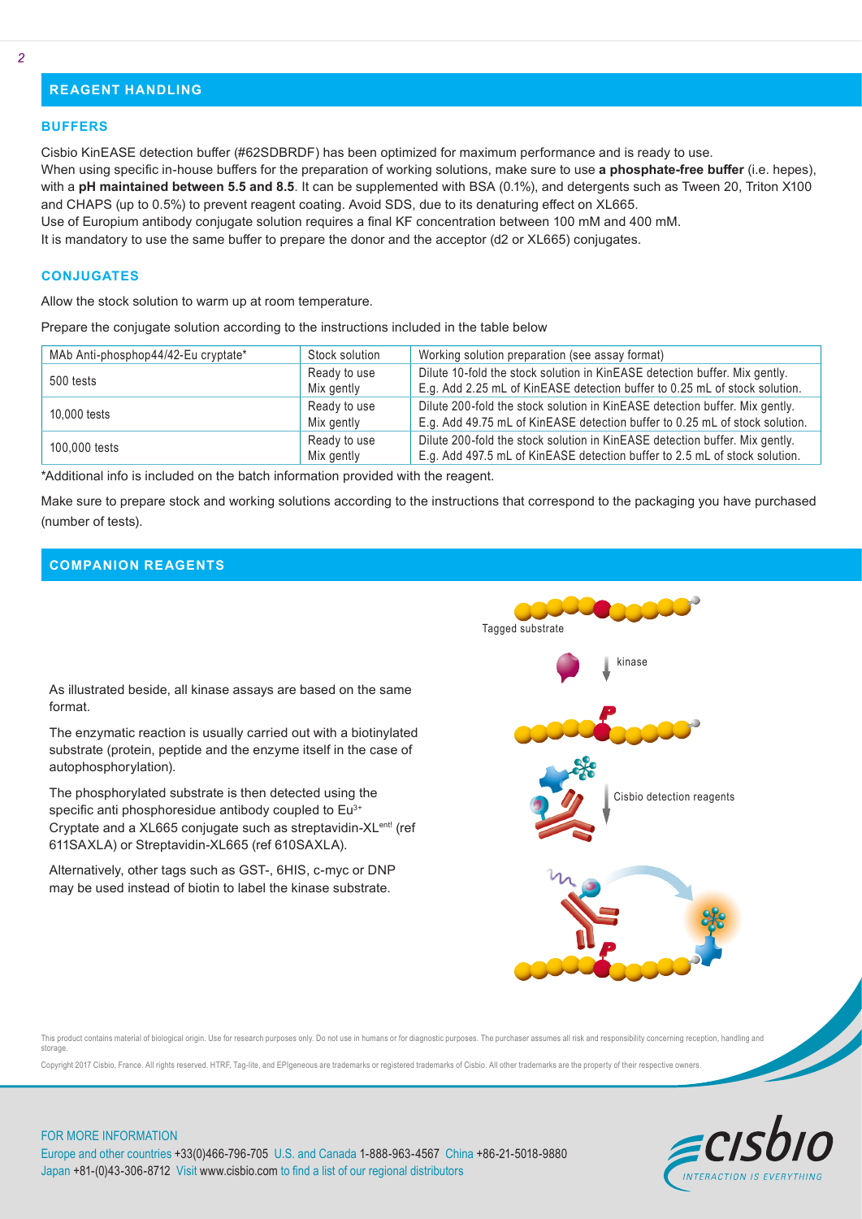## REAGENT HANDLING

### BUFFERS

Cisbio KinEASE detection buffer (#62SDBRDF) has been optimized for maximum performance and is ready to use.
When using specific in-house buffers for the preparation of working solutions, make sure to use **a phosphate-free buffer** (i.e. hepes), with a **pH maintained between 5.5 and 8.5**. It can be supplemented with BSA (0.1%), and detergents such as Tween 20, Triton X100 and CHAPS (up to 0.5%) to prevent reagent coating. Avoid SDS, due to its denaturing effect on XL665.
Use of Europium antibody conjugate solution requires a final KF concentration between 100 mM and 400 mM.
It is mandatory to use the same buffer to prepare the donor and the acceptor (d2 or XL665) conjugates.

### CONJUGATES

Allow the stock solution to warm up at room temperature.

Prepare the conjugate solution according to the instructions included in the table below

| MAb Anti-phosphop44/42-Eu cryptate* | Stock solution | Working solution preparation (see assay format) |
|---|---|---|
| 500 tests | Ready to use<br>Mix gently | Dilute 10-fold the stock solution in KinEASE detection buffer. Mix gently.<br>E.g. Add 2.25 mL of KinEASE detection buffer to 0.25 mL of stock solution. |
| 10,000 tests | Ready to use<br>Mix gently | Dilute 200-fold the stock solution in KinEASE detection buffer. Mix gently.<br>E.g. Add 49.75 mL of KinEASE detection buffer to 0.25 mL of stock solution. |
| 100,000 tests | Ready to use<br>Mix gently | Dilute 200-fold the stock solution in KinEASE detection buffer. Mix gently.<br>E.g. Add 497.5 mL of KinEASE detection buffer to 2.5 mL of stock solution. |

*Additional info is included on the batch information provided with the reagent.

Make sure to prepare stock and working solutions according to the instructions that correspond to the packaging you have purchased (number of tests).

## COMPANION REAGENTS

As illustrated beside, all kinase assays are based on the same format.

The enzymatic reaction is usually carried out with a biotinylated substrate (protein, peptide and the enzyme itself in the case of autophosphorylation).

The phosphorylated substrate is then detected using the specific anti phosphoresidue antibody coupled to $Eu^{3+}$ Cryptate and a XL665 conjugate such as streptavidin-XL$^{ent!}$ (ref 611SAXLA) or Streptavidin-XL665 (ref 610SAXLA).

Alternatively, other tags such as GST-, 6HIS, c-myc or DNP may be used instead of biotin to label the kinase substrate.

Tagged substrate

kinase

Cisbio detection reagents

This product contains material of biological origin. Use for research purposes only. Do not use in humans or for diagnostic purposes. The purchaser assumes all risk and responsibility concerning reception, handling and storage.

Copyright 2017 Cisbio, France. All rights reserved. HTRF, Tag-lite, and EPIgeneous are trademarks or registered trademarks of Cisbio. All other trademarks are the property of their respective owners.

FOR MORE INFORMATION
Europe and other countries +33(0)466-796-705 U.S. and Canada 1-888-963-4567 China +86-21-5018-9880
Japan +81-(0)43-306-8712 Visit www.cisbio.com to find a list of our regional distributors

cisbio INTERACTION IS EVERYTHING